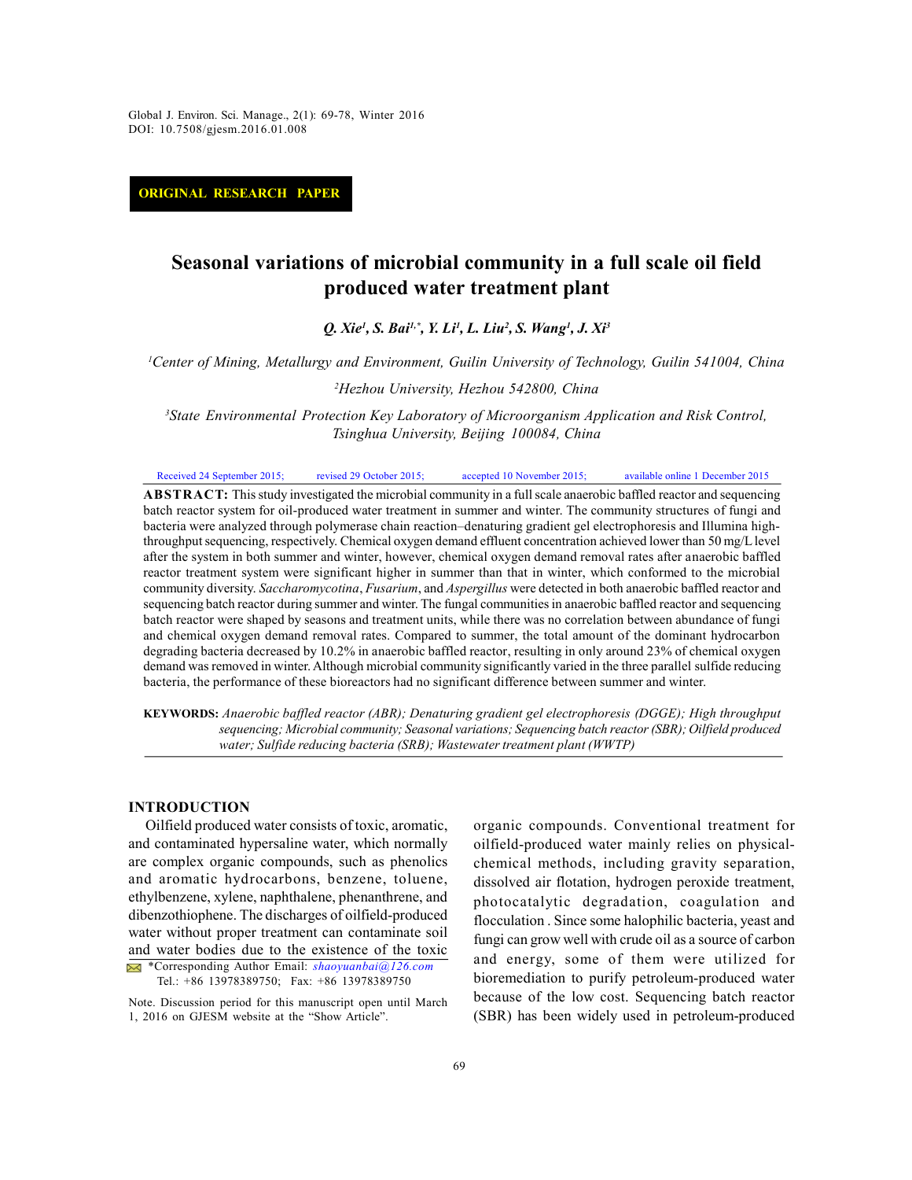ORIGINAL RESEARCH PAPER

# Seasonal variations of microbial community in a full scale oil field produced water treatment plant

*Q. Xie[1], S. Bai[1,*], Y. Li[1], L. Liu[2], S. Wang[1], J. Xi[3]*

[1]*Center of Mining, Metallurgy and Environment, Guilin University of Technology, Guilin 541004, China*

[2]*Hezhou University, Hezhou 542800, China*

[3]*State Environmental Protection Key Laboratory of Microorganism Application and Risk Control, Tsinghua University, Beijing 100084, China*

Received 24 September 2015; revised 29 October 2015; accepted 10 November 2015; available online 1 December 2015

**ABSTRACT:** This study investigated the microbial community in a full scale anaerobic baffled reactor and sequencing batch reactor system for oil-produced water treatment in summer and winter. The community structures of fungi and bacteria were analyzed through polymerase chain reaction–denaturing gradient gel electrophoresis and Illumina high-throughput sequencing, respectively. Chemical oxygen demand effluent concentration achieved lower than 50 mg/L level after the system in both summer and winter, however, chemical oxygen demand removal rates after anaerobic baffled reactor treatment system were significant higher in summer than that in winter, which conformed to the microbial community diversity. *Saccharomycotina*, *Fusarium*, and *Aspergillus* were detected in both anaerobic baffled reactor and sequencing batch reactor during summer and winter. The fungal communities in anaerobic baffled reactor and sequencing batch reactor were shaped by seasons and treatment units, while there was no correlation between abundance of fungi and chemical oxygen demand removal rates. Compared to summer, the total amount of the dominant hydrocarbon degrading bacteria decreased by 10.2% in anaerobic baffled reactor, resulting in only around 23% of chemical oxygen demand was removed in winter. Although microbial community significantly varied in the three parallel sulfide reducing bacteria, the performance of these bioreactors had no significant difference between summer and winter.

**KEYWORDS:** *Anaerobic baffled reactor (ABR); Denaturing gradient gel electrophoresis (DGGE); High throughput sequencing; Microbial community; Seasonal variations; Sequencing batch reactor (SBR); Oilfield produced water; Sulfide reducing bacteria (SRB); Wastewater treatment plant (WWTP)*

## INTRODUCTION

Oilfield produced water consists of toxic, aromatic, and contaminated hypersaline water, which normally are complex organic compounds, such as phenolics and aromatic hydrocarbons, benzene, toluene, ethylbenzene, xylene, naphthalene, phenanthrene, and dibenzothiophene. The discharges of oilfield-produced water without proper treatment can contaminate soil and water bodies due to the existence of the toxic organic compounds. Conventional treatment for oilfield-produced water mainly relies on physical-chemical methods, including gravity separation, dissolved air flotation, hydrogen peroxide treatment, photocatalytic degradation, coagulation and flocculation . Since some halophilic bacteria, yeast and fungi can grow well with crude oil as a source of carbon and energy, some of them were utilized for bioremediation to purify petroleum-produced water because of the low cost. Sequencing batch reactor (SBR) has been widely used in petroleum-produced

*Corresponding Author Email: shaoyuanbai@126.com
Tel.: +86 13978389750; Fax: +86 13978389750

Note. Discussion period for this manuscript open until March 1, 2016 on GJESM website at the "Show Article".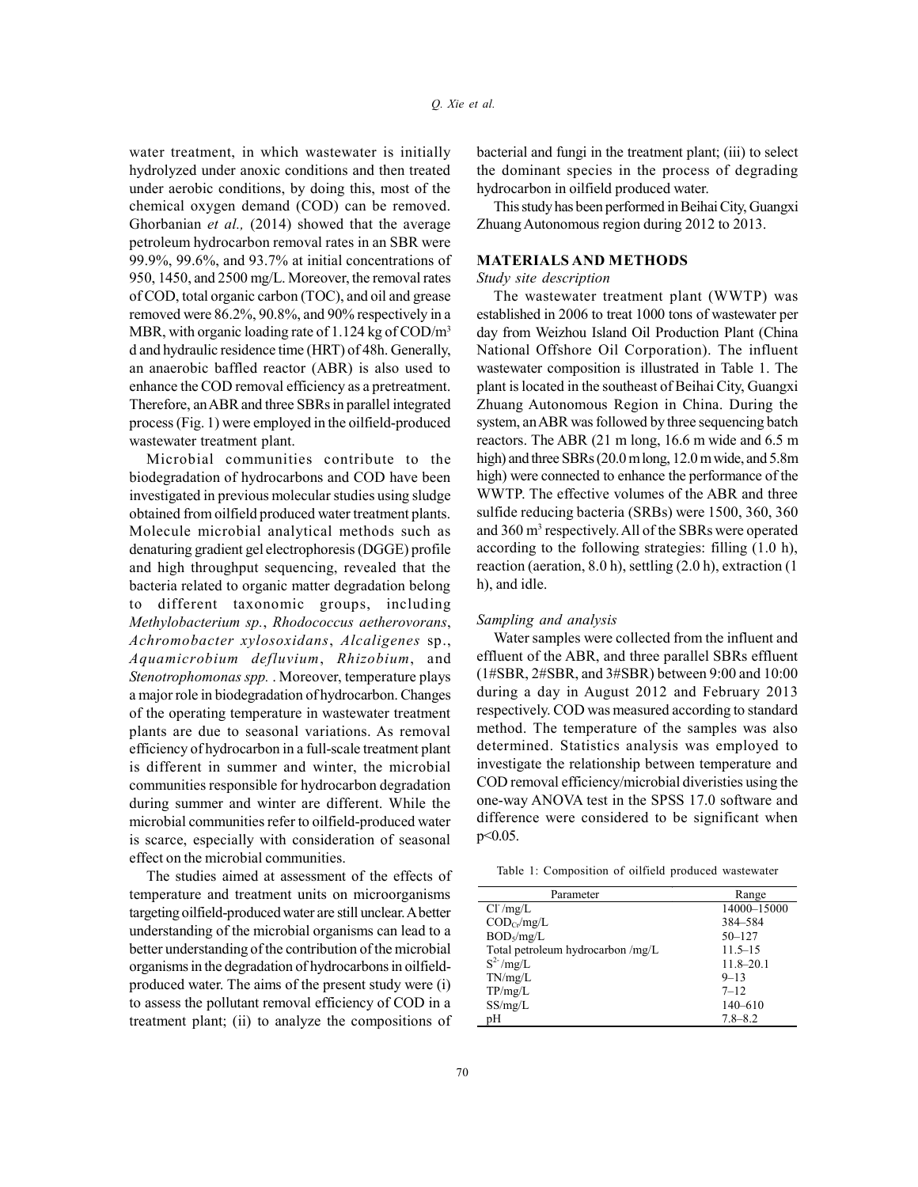water treatment, in which wastewater is initially hydrolyzed under anoxic conditions and then treated under aerobic conditions, by doing this, most of the chemical oxygen demand (COD) can be removed. Ghorbanian *et al.,* (2014) showed that the average petroleum hydrocarbon removal rates in an SBR were 99.9%, 99.6%, and 93.7% at initial concentrations of 950, 1450, and 2500 mg/L. Moreover, the removal rates of COD, total organic carbon (TOC), and oil and grease removed were 86.2%, 90.8%, and 90% respectively in a MBR, with organic loading rate of 1.124 kg of COD/$m^3$ d and hydraulic residence time (HRT) of 48h. Generally, an anaerobic baffled reactor (ABR) is also used to enhance the COD removal efficiency as a pretreatment. Therefore, an ABR and three SBRs in parallel integrated process (Fig. 1) were employed in the oilfield-produced wastewater treatment plant.

Microbial communities contribute to the biodegradation of hydrocarbons and COD have been investigated in previous molecular studies using sludge obtained from oilfield produced water treatment plants. Molecule microbial analytical methods such as denaturing gradient gel electrophoresis (DGGE) profile and high throughput sequencing, revealed that the bacteria related to organic matter degradation belong to different taxonomic groups, including *Methylobacterium sp.*, *Rhodococcus aetherovorans*, *Achromobacter xylosoxidans*, *Alcaligenes* sp., *Aquamicrobium defluvium*, *Rhizobium*, and *Stenotrophomonas spp.* . Moreover, temperature plays a major role in biodegradation of hydrocarbon. Changes of the operating temperature in wastewater treatment plants are due to seasonal variations. As removal efficiency of hydrocarbon in a full-scale treatment plant is different in summer and winter, the microbial communities responsible for hydrocarbon degradation during summer and winter are different. While the microbial communities refer to oilfield-produced water is scarce, especially with consideration of seasonal effect on the microbial communities.

The studies aimed at assessment of the effects of temperature and treatment units on microorganisms targeting oilfield-produced water are still unclear. A better understanding of the microbial organisms can lead to a better understanding of the contribution of the microbial organisms in the degradation of hydrocarbons in oilfield-produced water. The aims of the present study were (i) to assess the pollutant removal efficiency of COD in a treatment plant; (ii) to analyze the compositions of bacterial and fungi in the treatment plant; (iii) to select the dominant species in the process of degrading hydrocarbon in oilfield produced water.

This study has been performed in Beihai City, Guangxi Zhuang Autonomous region during 2012 to 2013.

## MATERIALS AND METHODS

### *Study site description*

The wastewater treatment plant (WWTP) was established in 2006 to treat 1000 tons of wastewater per day from Weizhou Island Oil Production Plant (China National Offshore Oil Corporation). The influent wastewater composition is illustrated in Table 1. The plant is located in the southeast of Beihai City, Guangxi Zhuang Autonomous Region in China. During the system, an ABR was followed by three sequencing batch reactors. The ABR (21 m long, 16.6 m wide and 6.5 m high) and three SBRs (20.0 m long, 12.0 m wide, and 5.8m high) were connected to enhance the performance of the WWTP. The effective volumes of the ABR and three sulfide reducing bacteria (SRBs) were 1500, 360, 360 and 360 $m^3$ respectively. All of the SBRs were operated according to the following strategies: filling (1.0 h), reaction (aeration, 8.0 h), settling (2.0 h), extraction (1 h), and idle.

### *Sampling and analysis*

Water samples were collected from the influent and effluent of the ABR, and three parallel SBRs effluent (1#SBR, 2#SBR, and 3#SBR) between 9:00 and 10:00 during a day in August 2012 and February 2013 respectively. COD was measured according to standard method. The temperature of the samples was also determined. Statistics analysis was employed to investigate the relationship between temperature and COD removal efficiency/microbial diversities using the one-way ANOVA test in the SPSS 17.0 software and difference were considered to be significant when $p<0.05$.

Table 1: Composition of oilfield produced wastewater

| Parameter | Range |
|---|---|
| $Cl^-$/mg/L | 14000–15000 |
| $COD_{Cr}$/mg/L | 384–584 |
| $BOD_5$/mg/L | 50–127 |
| Total petroleum hydrocarbon /mg/L | 11.5–15 |
| $S^{2-}$/mg/L | 11.8–20.1 |
| TN/mg/L | 9–13 |
| TP/mg/L | 7–12 |
| SS/mg/L | 140–610 |
| pH | 7.8–8.2 |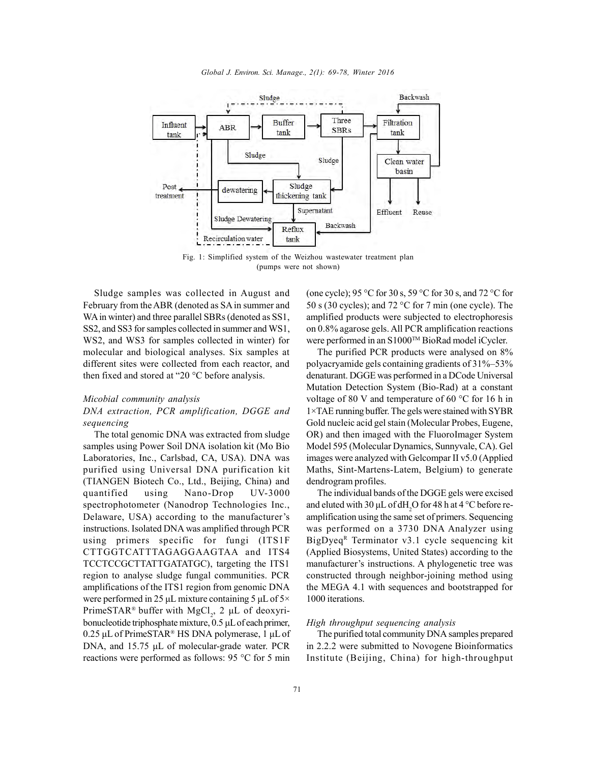Fig. 1: Simplified system of the Weizhou wastewater treatment plan (pumps were not shown)

Sludge samples was collected in August and February from the ABR (denoted as SA in summer and WA in winter) and three parallel SBRs (denoted as SS1, SS2, and SS3 for samples collected in summer and WS1, WS2, and WS3 for samples collected in winter) for molecular and biological analyses. Six samples at different sites were collected from each reactor, and then fixed and stored at "20 °C before analysis.

*Micobial community analysis*

*DNA extraction, PCR amplification, DGGE and sequencing*

The total genomic DNA was extracted from sludge samples using Power Soil DNA isolation kit (Mo Bio Laboratories, Inc., Carlsbad, CA, USA). DNA was purified using Universal DNA purification kit (TIANGEN Biotech Co., Ltd., Beijing, China) and quantified using Nano-Drop UV-3000 spectrophotometer (Nanodrop Technologies Inc., Delaware, USA) according to the manufacturer's instructions. Isolated DNA was amplified through PCR using primers specific for fungi (ITS1F CTTGGTCATTTAGAGGAAGTAA and ITS4 TCCTCCGCTTATTGATATGC), targeting the ITS1 region to analyse sludge fungal communities. PCR amplifications of the ITS1 region from genomic DNA were performed in 25 μL mixture containing 5 μL of 5× PrimeSTAR® buffer with $MgCl_2$, 2 μL of deoxyribonucleotide triphosphate mixture, 0.5 μL of each primer, 0.25 μL of PrimeSTAR® HS DNA polymerase, 1 μL of DNA, and 15.75 μL of molecular-grade water. PCR reactions were performed as follows: 95 °C for 5 min (one cycle); 95 °C for 30 s, 59 °C for 30 s, and 72 °C for 50 s (30 cycles); and 72 °C for 7 min (one cycle). The amplified products were subjected to electrophoresis on 0.8% agarose gels. All PCR amplification reactions were performed in an S1000™ BioRad model iCycler.

The purified PCR products were analysed on 8% polyacryamide gels containing gradients of 31%–53% denaturant. DGGE was performed in a DCode Universal Mutation Detection System (Bio-Rad) at a constant voltage of 80 V and temperature of 60 °C for 16 h in 1×TAE running buffer. The gels were stained with SYBR Gold nucleic acid gel stain (Molecular Probes, Eugene, OR) and then imaged with the FluoroImager System Model 595 (Molecular Dynamics, Sunnyvale, CA). Gel images were analyzed with Gelcompar II v5.0 (Applied Maths, Sint-Martens-Latem, Belgium) to generate dendrogram profiles.

The individual bands of the DGGE gels were excised and eluted with 30 μL of $dH_2O$ for 48 h at 4 °C before re-amplification using the same set of primers. Sequencing was performed on a 3730 DNA Analyzer using BigDyeq[R] Terminator v3.1 cycle sequencing kit (Applied Biosystems, United States) according to the manufacturer's instructions. A phylogenetic tree was constructed through neighbor-joining method using the MEGA 4.1 with sequences and bootstrapped for 1000 iterations.

*High throughput sequencing analysis*

The purified total community DNA samples prepared in 2.2.2 were submitted to Novogene Bioinformatics Institute (Beijing, China) for high-throughput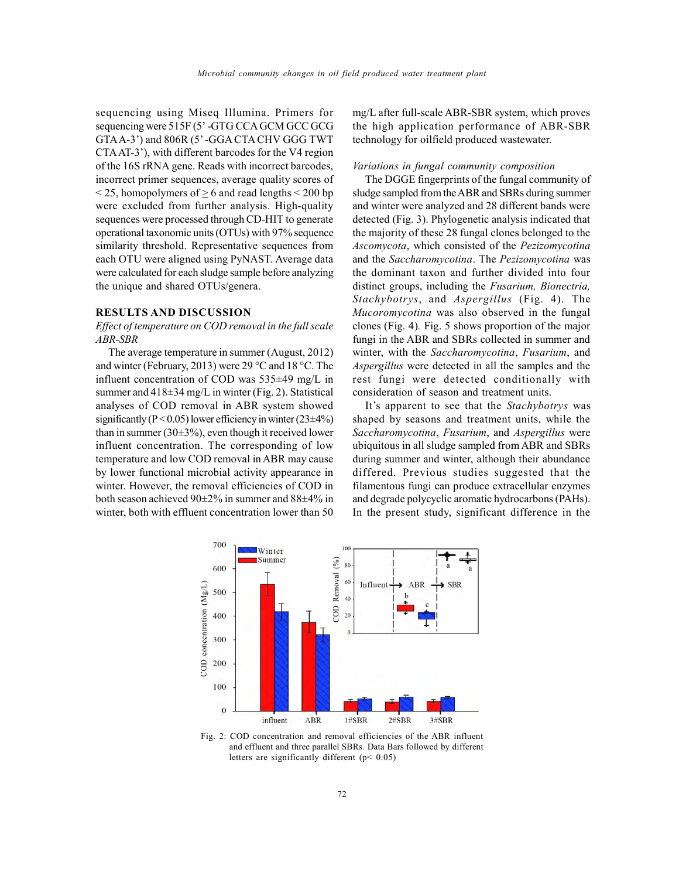sequencing using Miseq Illumina. Primers for sequencing were 515F (5' -GTG CCA GCM GCC GCG GTA A-3') and 806R (5' -GGA CTA CHV GGG TWT CTA AT-3'), with different barcodes for the V4 region of the 16S rRNA gene. Reads with incorrect barcodes, incorrect primer sequences, average quality scores of < 25, homopolymers of ≥ 6 and read lengths < 200 bp were excluded from further analysis. High-quality sequences were processed through CD-HIT to generate operational taxonomic units (OTUs) with 97% sequence similarity threshold. Representative sequences from each OTU were aligned using PyNAST. Average data were calculated for each sludge sample before analyzing the unique and shared OTUs/genera.

## RESULTS AND DISCUSSION

### *Effect of temperature on COD removal in the full scale ABR-SBR*

The average temperature in summer (August, 2012) and winter (February, 2013) were 29 °C and 18 °C. The influent concentration of COD was 535±49 mg/L in summer and 418±34 mg/L in winter (Fig. 2). Statistical analyses of COD removal in ABR system showed significantly ($P < 0.05$) lower efficiency in winter (23±4%) than in summer (30±3%), even though it received lower influent concentration. The corresponding of low temperature and low COD removal in ABR may cause by lower functional microbial activity appearance in winter. However, the removal efficiencies of COD in both season achieved 90±2% in summer and 88±4% in winter, both with effluent concentration lower than 50 mg/L after full-scale ABR-SBR system, which proves the high application performance of ABR-SBR technology for oilfield produced wastewater.

### *Variations in fungal community composition*

The DGGE fingerprints of the fungal community of sludge sampled from the ABR and SBRs during summer and winter were analyzed and 28 different bands were detected (Fig. 3). Phylogenetic analysis indicated that the majority of these 28 fungal clones belonged to the *Ascomycota*, which consisted of the *Pezizomycotina* and the *Saccharomycotina*. The *Pezizomycotina* was the dominant taxon and further divided into four distinct groups, including the *Fusarium, Bionectria, Stachybotrys*, and *Aspergillus* (Fig. 4). The *Mucoromycotina* was also observed in the fungal clones (Fig. 4). Fig. 5 shows proportion of the major fungi in the ABR and SBRs collected in summer and winter, with the *Saccharomycotina*, *Fusarium*, and *Aspergillus* were detected in all the samples and the rest fungi were detected conditionally with consideration of season and treatment units.

It's apparent to see that the *Stachybotrys* was shaped by seasons and treatment units, while the *Saccharomycotina*, *Fusarium*, and *Aspergillus* were ubiquitous in all sludge sampled from ABR and SBRs during summer and winter, although their abundance differed. Previous studies suggested that the filamentous fungi can produce extracellular enzymes and degrade polycyclic aromatic hydrocarbons (PAHs). In the present study, significant difference in the

Fig. 2: COD concentration and removal efficiencies of the ABR influent and effluent and three parallel SBRs. Data Bars followed by different letters are significantly different ($p < 0.05$)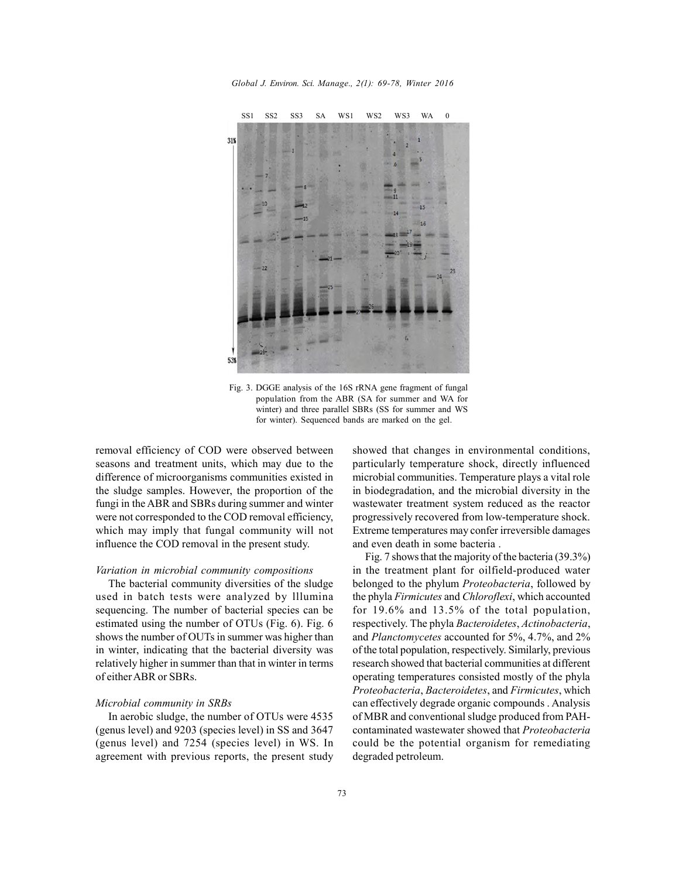Fig. 3. DGGE analysis of the 16S rRNA gene fragment of fungal population from the ABR (SA for summer and WA for winter) and three parallel SBRs (SS for summer and WS for winter). Sequenced bands are marked on the gel.

removal efficiency of COD were observed between seasons and treatment units, which may due to the difference of microorganisms communities existed in the sludge samples. However, the proportion of the fungi in the ABR and SBRs during summer and winter were not corresponded to the COD removal efficiency, which may imply that fungal community will not influence the COD removal in the present study.

*Variation in microbial community compositions*

The bacterial community diversities of the sludge used in batch tests were analyzed by lllumina sequencing. The number of bacterial species can be estimated using the number of OTUs (Fig. 6). Fig. 6 shows the number of OUTs in summer was higher than in winter, indicating that the bacterial diversity was relatively higher in summer than that in winter in terms of either ABR or SBRs.

*Microbial community in SRBs*

In aerobic sludge, the number of OTUs were 4535 (genus level) and 9203 (species level) in SS and 3647 (genus level) and 7254 (species level) in WS. In agreement with previous reports, the present study showed that changes in environmental conditions, particularly temperature shock, directly influenced microbial communities. Temperature plays a vital role in biodegradation, and the microbial diversity in the wastewater treatment system reduced as the reactor progressively recovered from low-temperature shock. Extreme temperatures may confer irreversible damages and even death in some bacteria .

Fig. 7 shows that the majority of the bacteria (39.3%) in the treatment plant for oilfield-produced water belonged to the phylum *Proteobacteria*, followed by the phyla *Firmicutes* and *Chloroflexi*, which accounted for 19.6% and 13.5% of the total population, respectively. The phyla *Bacteroidetes*, *Actinobacteria*, and *Planctomycetes* accounted for 5%, 4.7%, and 2% of the total population, respectively. Similarly, previous research showed that bacterial communities at different operating temperatures consisted mostly of the phyla *Proteobacteria*, *Bacteroidetes*, and *Firmicutes*, which can effectively degrade organic compounds . Analysis of MBR and conventional sludge produced from PAH-contaminated wastewater showed that *Proteobacteria* could be the potential organism for remediating degraded petroleum.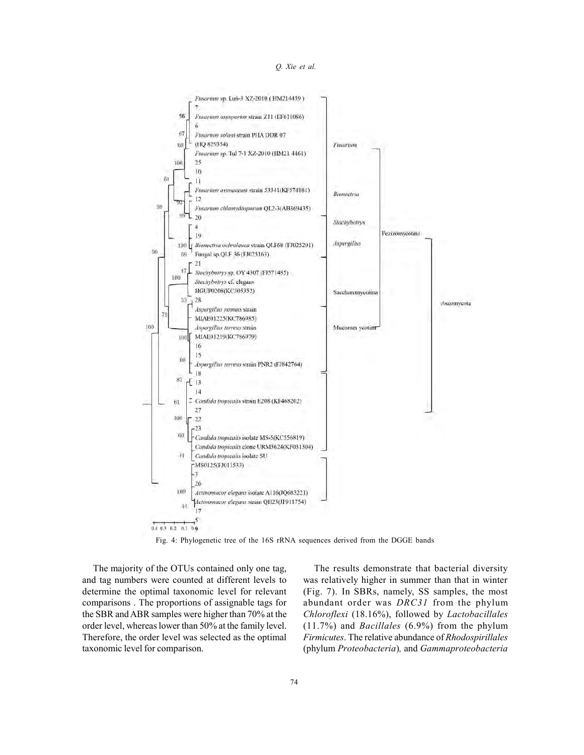Fig. 4: Phylogenetic tree of the 16S rRNA sequences derived from the DGGE bands

The majority of the OTUs contained only one tag, and tag numbers were counted at different levels to determine the optimal taxonomic level for relevant comparisons . The proportions of assignable tags for the SBR and ABR samples were higher than 70% at the order level, whereas lower than 50% at the family level. Therefore, the order level was selected as the optimal taxonomic level for comparison.

The results demonstrate that bacterial diversity was relatively higher in summer than that in winter (Fig. 7). In SBRs, namely, SS samples, the most abundant order was *DRC31* from the phylum *Chloroflexi* (18.16%), followed by *Lactobacillales* (11.7%) and *Bacillales* (6.9%) from the phylum *Firmicutes*. The relative abundance of *Rhodospirillales* (phylum *Proteobacteria*), and *Gammaproteobacteria*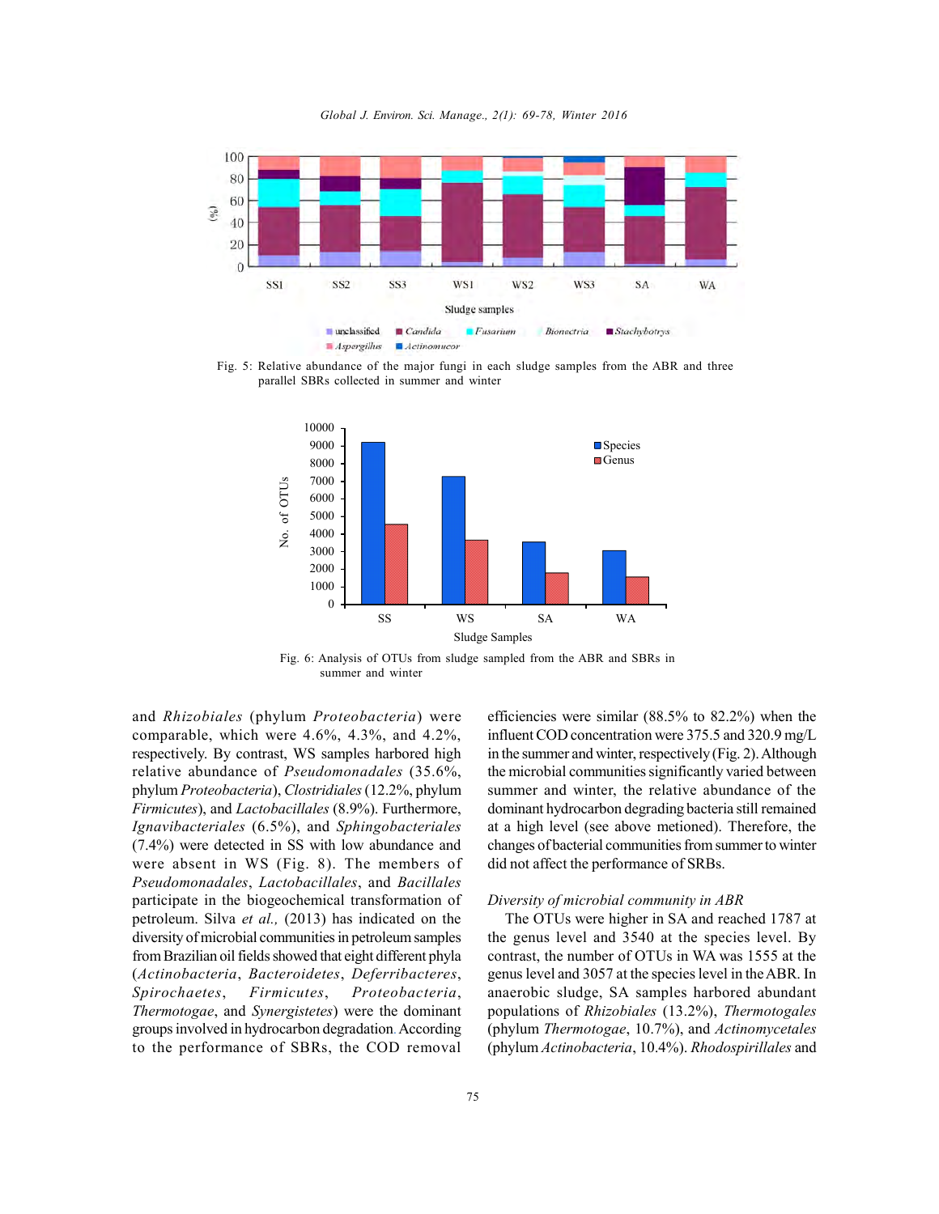Fig. 5: Relative abundance of the major fungi in each sludge samples from the ABR and three parallel SBRs collected in summer and winter

Fig. 6: Analysis of OTUs from sludge sampled from the ABR and SBRs in summer and winter

and *Rhizobiales* (phylum *Proteobacteria*) were comparable, which were 4.6%, 4.3%, and 4.2%, respectively. By contrast, WS samples harbored high relative abundance of *Pseudomonadales* (35.6%, phylum *Proteobacteria*), *Clostridiales* (12.2%, phylum *Firmicutes*), and *Lactobacillales* (8.9%). Furthermore, *Ignavibacteriales* (6.5%), and *Sphingobacteriales* (7.4%) were detected in SS with low abundance and were absent in WS (Fig. 8). The members of *Pseudomonadales*, *Lactobacillales*, and *Bacillales* participate in the biogeochemical transformation of petroleum. Silva *et al.,* (2013) has indicated on the diversity of microbial communities in petroleum samples from Brazilian oil fields showed that eight different phyla (*Actinobacteria*, *Bacteroidetes*, *Deferribacteres*, *Spirochaetes*, *Firmicutes*, *Proteobacteria*, *Thermotogae*, and *Synergistetes*) were the dominant groups involved in hydrocarbon degradation. According to the performance of SBRs, the COD removal efficiencies were similar (88.5% to 82.2%) when the influent COD concentration were 375.5 and 320.9 mg/L in the summer and winter, respectively (Fig. 2). Although the microbial communities significantly varied between summer and winter, the relative abundance of the dominant hydrocarbon degrading bacteria still remained at a high level (see above metioned). Therefore, the changes of bacterial communities from summer to winter did not affect the performance of SRBs.

### *Diversity of microbial community in ABR*

The OTUs were higher in SA and reached 1787 at the genus level and 3540 at the species level. By contrast, the number of OTUs in WA was 1555 at the genus level and 3057 at the species level in the ABR. In anaerobic sludge, SA samples harbored abundant populations of *Rhizobiales* (13.2%), *Thermotogales* (phylum *Thermotogae*, 10.7%), and *Actinomycetales* (phylum *Actinobacteria*, 10.4%). *Rhodospirillales* and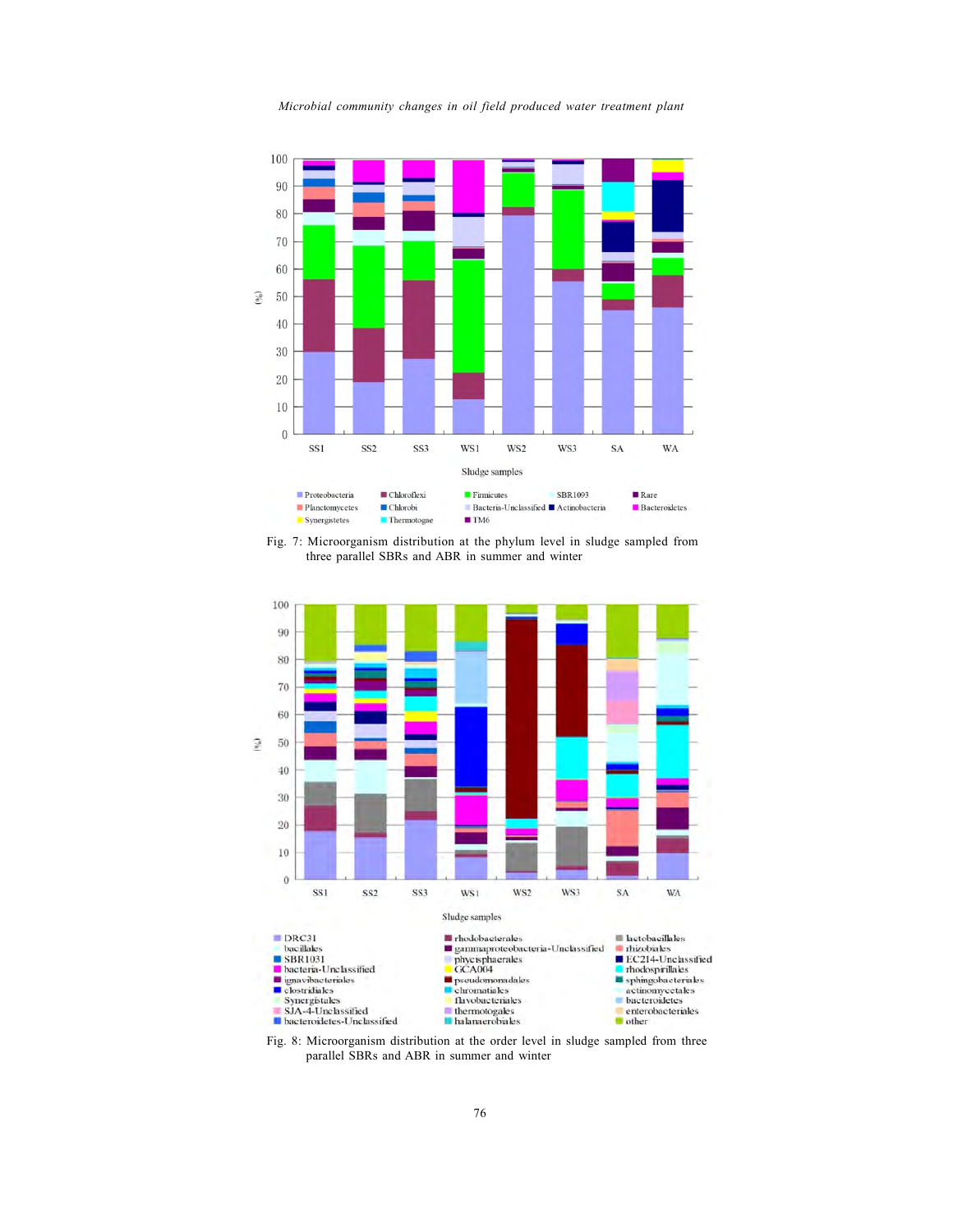Fig. 7: Microorganism distribution at the phylum level in sludge sampled from three parallel SBRs and ABR in summer and winter

Fig. 8: Microorganism distribution at the order level in sludge sampled from three parallel SBRs and ABR in summer and winter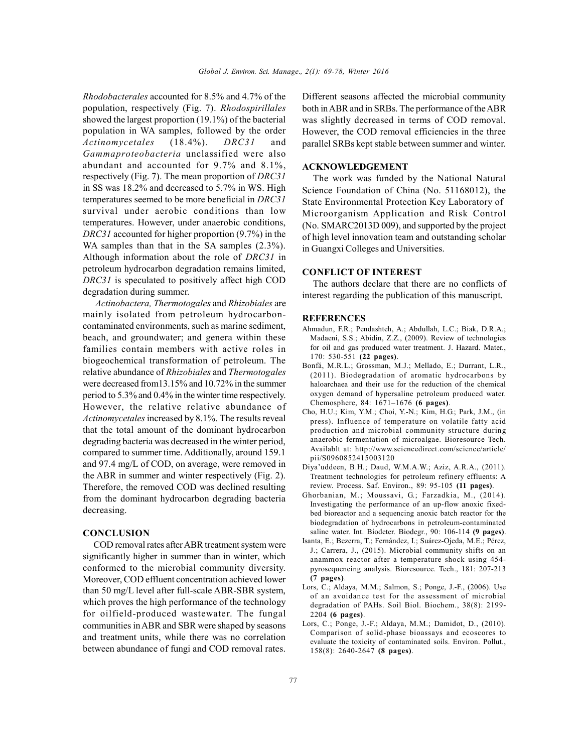*Rhodobacterales* accounted for 8.5% and 4.7% of the population, respectively (Fig. 7). *Rhodospirillales* showed the largest proportion (19.1%) of the bacterial population in WA samples, followed by the order *Actinomycetales* (18.4%). *DRC31* and *Gammaproteobacteria* unclassified were also abundant and accounted for 9.7% and 8.1%, respectively (Fig. 7). The mean proportion of *DRC31* in SS was 18.2% and decreased to 5.7% in WS. High temperatures seemed to be more beneficial in *DRC31* survival under aerobic conditions than low temperatures. However, under anaerobic conditions, *DRC31* accounted for higher proportion (9.7%) in the WA samples than that in the SA samples (2.3%). Although information about the role of *DRC31* in petroleum hydrocarbon degradation remains limited, *DRC31* is speculated to positively affect high COD degradation during summer.

*Actinobactera, Thermotogales* and *Rhizobiales* are mainly isolated from petroleum hydrocarbon-contaminated environments, such as marine sediment, beach, and groundwater; and genera within these families contain members with active roles in biogeochemical transformation of petroleum. The relative abundance of *Rhizobiales* and *Thermotogales* were decreased from13.15% and 10.72% in the summer period to 5.3% and 0.4% in the winter time respectively. However, the relative relative abundance of *Actinomycetales* increased by 8.1%. The results reveal that the total amount of the dominant hydrocarbon degrading bacteria was decreased in the winter period, compared to summer time. Additionally, around 159.1 and 97.4 mg/L of COD, on average, were removed in the ABR in summer and winter respectively (Fig. 2). Therefore, the removed COD was declined resulting from the dominant hydrocarbon degrading bacteria decreasing.

## CONCLUSION

COD removal rates after ABR treatment system were significantly higher in summer than in winter, which conformed to the microbial community diversity. Moreover, COD effluent concentration achieved lower than 50 mg/L level after full-scale ABR-SBR system, which proves the high performance of the technology for oilfield-produced wastewater. The fungal communities in ABR and SBR were shaped by seasons and treatment units, while there was no correlation between abundance of fungi and COD removal rates. Different seasons affected the microbial community both in ABR and in SRBs. The performance of the ABR was slightly decreased in terms of COD removal. However, the COD removal efficiencies in the three parallel SRBs kept stable between summer and winter.

## ACKNOWLEDGEMENT

The work was funded by the National Natural Science Foundation of China (No. 51168012), the State Environmental Protection Key Laboratory of Microorganism Application and Risk Control (No. SMARC2013D 009), and supported by the project of high level innovation team and outstanding scholar in Guangxi Colleges and Universities.

## CONFLICT OF INTEREST

The authors declare that there are no conflicts of interest regarding the publication of this manuscript.

## REFERENCES

Ahmadun, F.R.; Pendashteh, A.; Abdullah, L.C.; Biak, D.R.A.; Madaeni, S.S.; Abidin, Z.Z., (2009). Review of technologies for oil and gas produced water treatment. J. Hazard. Mater., 170: 530-551 **(22 pages)**.

Bonfá, M.R.L.; Grossman, M.J.; Mellado, E.; Durrant, L.R., (2011). Biodegradation of aromatic hydrocarbons by haloarchaea and their use for the reduction of the chemical oxygen demand of hypersaline petroleum produced water. Chemosphere, 84: 1671–1676 **(6 pages)**.

Cho, H.U.; Kim, Y.M.; Choi, Y.-N.; Kim, H.G.; Park, J.M., (in press). Influence of temperature on volatile fatty acid production and microbial community structure during anaerobic fermentation of microalgae. Bioresource Tech. Availablt at: http://www.sciencedirect.com/science/article/pii/S0960852415003120

Diya'uddeen, B.H.; Daud, W.M.A.W.; Aziz, A.R.A., (2011). Treatment technologies for petroleum refinery effluents: A review. Process. Saf. Environ., 89: 95-105 **(11 pages)**.

Ghorbanian, M.; Moussavi, G.; Farzadkia, M., (2014). Investigating the performance of an up-flow anoxic fixed-bed bioreactor and a sequencing anoxic batch reactor for the biodegradation of hydrocarbons in petroleum-contaminated saline water. Int. Biodeter. Biodegr., 90: 106-114 **(9 pages)**.

Isanta, E.; Bezerra, T.; Fernández, I.; Suárez-Ojeda, M.E.; Pérez, J.; Carrera, J., (2015). Microbial community shifts on an anammox reactor after a temperature shock using 454-pyrosequencing analysis. Bioresource. Tech., 181: 207-213 **(7 pages)**.

Lors, C.; Aldaya, M.M.; Salmon, S.; Ponge, J.-F., (2006). Use of an avoidance test for the assessment of microbial degradation of PAHs. Soil Biol. Biochem., 38(8): 2199-2204 **(6 pages)**.

Lors, C.; Ponge, J.-F.; Aldaya, M.M.; Damidot, D., (2010). Comparison of solid-phase bioassays and ecoscores to evaluate the toxicity of contaminated soils. Environ. Pollut., 158(8): 2640-2647 **(8 pages)**.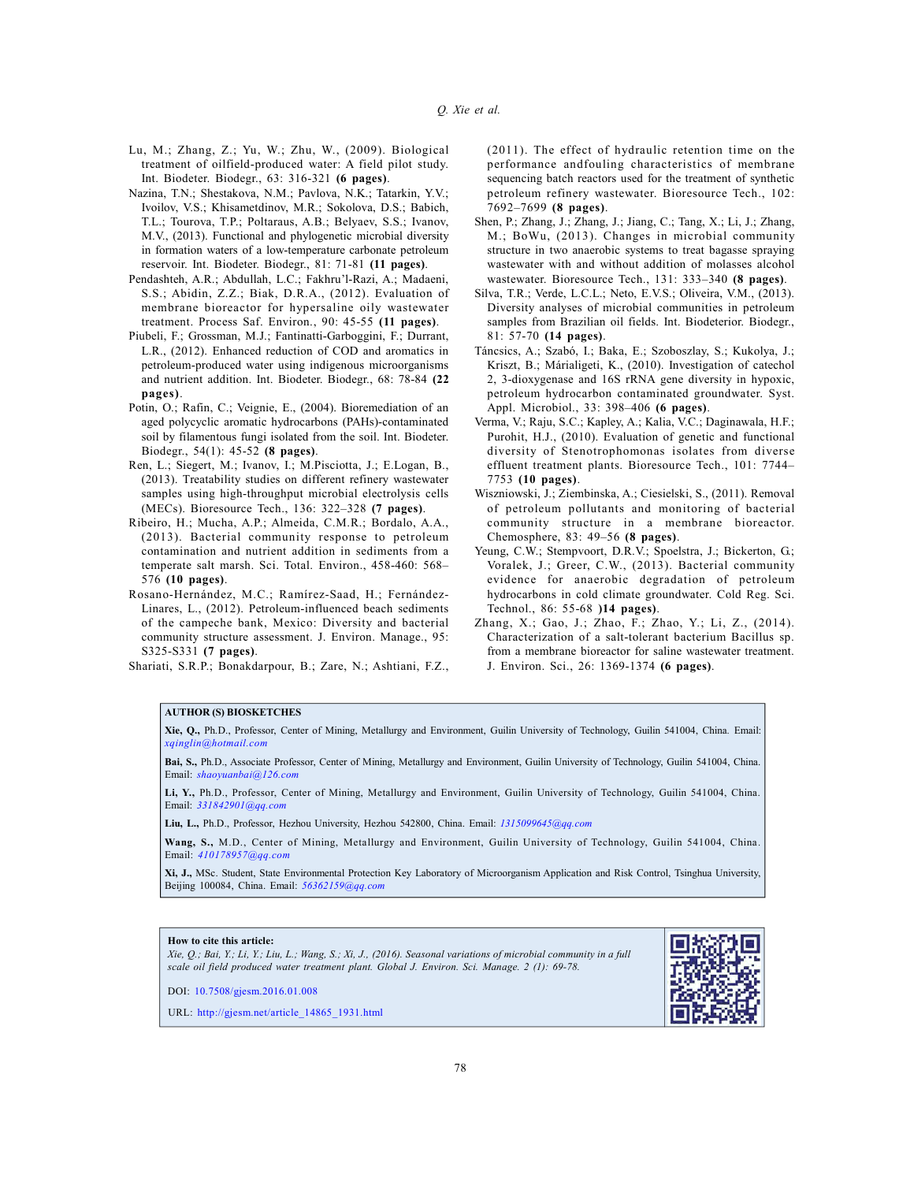Lu, M.; Zhang, Z.; Yu, W.; Zhu, W., (2009). Biological treatment of oilfield-produced water: A field pilot study. Int. Biodeter. Biodegr., 63: 316-321 **(6 pages)**.

Nazina, T.N.; Shestakova, N.M.; Pavlova, N.K.; Tatarkin, Y.V.; Ivoilov, V.S.; Khisametdinov, M.R.; Sokolova, D.S.; Babich, T.L.; Tourova, T.P.; Poltaraus, A.B.; Belyaev, S.S.; Ivanov, M.V., (2013). Functional and phylogenetic microbial diversity in formation waters of a low-temperature carbonate petroleum reservoir. Int. Biodeter. Biodegr., 81: 71-81 **(11 pages)**.

Pendashteh, A.R.; Abdullah, L.C.; Fakhru'l-Razi, A.; Madaeni, S.S.; Abidin, Z.Z.; Biak, D.R.A., (2012). Evaluation of membrane bioreactor for hypersaline oily wastewater treatment. Process Saf. Environ., 90: 45-55 **(11 pages)**.

Piubeli, F.; Grossman, M.J.; Fantinatti-Garboggini, F.; Durrant, L.R., (2012). Enhanced reduction of COD and aromatics in petroleum-produced water using indigenous microorganisms and nutrient addition. Int. Biodeter. Biodegr., 68: 78-84 **(22 pages)**.

Potin, O.; Rafin, C.; Veignie, E., (2004). Bioremediation of an aged polycyclic aromatic hydrocarbons (PAHs)-contaminated soil by filamentous fungi isolated from the soil. Int. Biodeter. Biodegr., 54(1): 45-52 **(8 pages)**.

Ren, L.; Siegert, M.; Ivanov, I.; M.Pisciotta, J.; E.Logan, B., (2013). Treatability studies on different refinery wastewater samples using high-throughput microbial electrolysis cells (MECs). Bioresource Tech., 136: 322–328 **(7 pages)**.

Ribeiro, H.; Mucha, A.P.; Almeida, C.M.R.; Bordalo, A.A., (2013). Bacterial community response to petroleum contamination and nutrient addition in sediments from a temperate salt marsh. Sci. Total. Environ., 458-460: 568–576 **(10 pages)**.

Rosano-Hernández, M.C.; Ramírez-Saad, H.; Fernández-Linares, L., (2012). Petroleum-influenced beach sediments of the campeche bank, Mexico: Diversity and bacterial community structure assessment. J. Environ. Manage., 95: S325-S331 **(7 pages)**.

Shariati, S.R.P.; Bonakdarpour, B.; Zare, N.; Ashtiani, F.Z., (2011). The effect of hydraulic retention time on the performance andfouling characteristics of membrane sequencing batch reactors used for the treatment of synthetic petroleum refinery wastewater. Bioresource Tech., 102: 7692–7699 **(8 pages)**.

Shen, P.; Zhang, J.; Zhang, J.; Jiang, C.; Tang, X.; Li, J.; Zhang, M.; BoWu, (2013). Changes in microbial community structure in two anaerobic systems to treat bagasse spraying wastewater with and without addition of molasses alcohol wastewater. Bioresource Tech., 131: 333–340 **(8 pages)**.

Silva, T.R.; Verde, L.C.L.; Neto, E.V.S.; Oliveira, V.M., (2013). Diversity analyses of microbial communities in petroleum samples from Brazilian oil fields. Int. Biodeterior. Biodegr., 81: 57-70 **(14 pages)**.

Táncsics, A.; Szabó, I.; Baka, E.; Szoboszlay, S.; Kukolya, J.; Kriszt, B.; Márialigeti, K., (2010). Investigation of catechol 2, 3-dioxygenase and 16S rRNA gene diversity in hypoxic, petroleum hydrocarbon contaminated groundwater. Syst. Appl. Microbiol., 33: 398–406 **(6 pages)**.

Verma, V.; Raju, S.C.; Kapley, A.; Kalia, V.C.; Daginawala, H.F.; Purohit, H.J., (2010). Evaluation of genetic and functional diversity of Stenotrophomonas isolates from diverse effluent treatment plants. Bioresource Tech., 101: 7744–7753 **(10 pages)**.

Wiszniowski, J.; Ziembinska, A.; Ciesielski, S., (2011). Removal of petroleum pollutants and monitoring of bacterial community structure in a membrane bioreactor. Chemosphere, 83: 49–56 **(8 pages)**.

Yeung, C.W.; Stempvoort, D.R.V.; Spoelstra, J.; Bickerton, G.; Voralek, J.; Greer, C.W., (2013). Bacterial community evidence for anaerobic degradation of petroleum hydrocarbons in cold climate groundwater. Cold Reg. Sci. Technol., 86: 55-68 **)14 pages)**.

Zhang, X.; Gao, J.; Zhao, F.; Zhao, Y.; Li, Z., (2014). Characterization of a salt-tolerant bacterium Bacillus sp. from a membrane bioreactor for saline wastewater treatment. J. Environ. Sci., 26: 1369-1374 **(6 pages)**.

**AUTHOR (S) BIOSKETCHES**

**Xie, Q.,** Ph.D., Professor, Center of Mining, Metallurgy and Environment, Guilin University of Technology, Guilin 541004, China. Email: *xqinglin@hotmail.com*

**Bai, S.,** Ph.D., Associate Professor, Center of Mining, Metallurgy and Environment, Guilin University of Technology, Guilin 541004, China. Email: *shaoyuanbai@126.com*

**Li, Y.,** Ph.D., Professor, Center of Mining, Metallurgy and Environment, Guilin University of Technology, Guilin 541004, China. Email: *331842901@qq.com*

**Liu, L.,** Ph.D., Professor, Hezhou University, Hezhou 542800, China. Email: *1315099645@qq.com*

**Wang, S.,** M.D., Center of Mining, Metallurgy and Environment, Guilin University of Technology, Guilin 541004, China. Email: *410178957@qq.com*

**Xi, J.,** MSc. Student, State Environmental Protection Key Laboratory of Microorganism Application and Risk Control, Tsinghua University, Beijing 100084, China. Email: *56362159@qq.com*

**How to cite this article:**
*Xie, Q.; Bai, Y.; Li, Y.; Liu, L.; Wang, S.; Xi, J., (2016). Seasonal variations of microbial community in a full scale oil field produced water treatment plant. Global J. Environ. Sci. Manage. 2 (1): 69-78.*

DOI: 10.7508/gjesm.2016.01.008

URL: http://gjesm.net/article_14865_1931.html